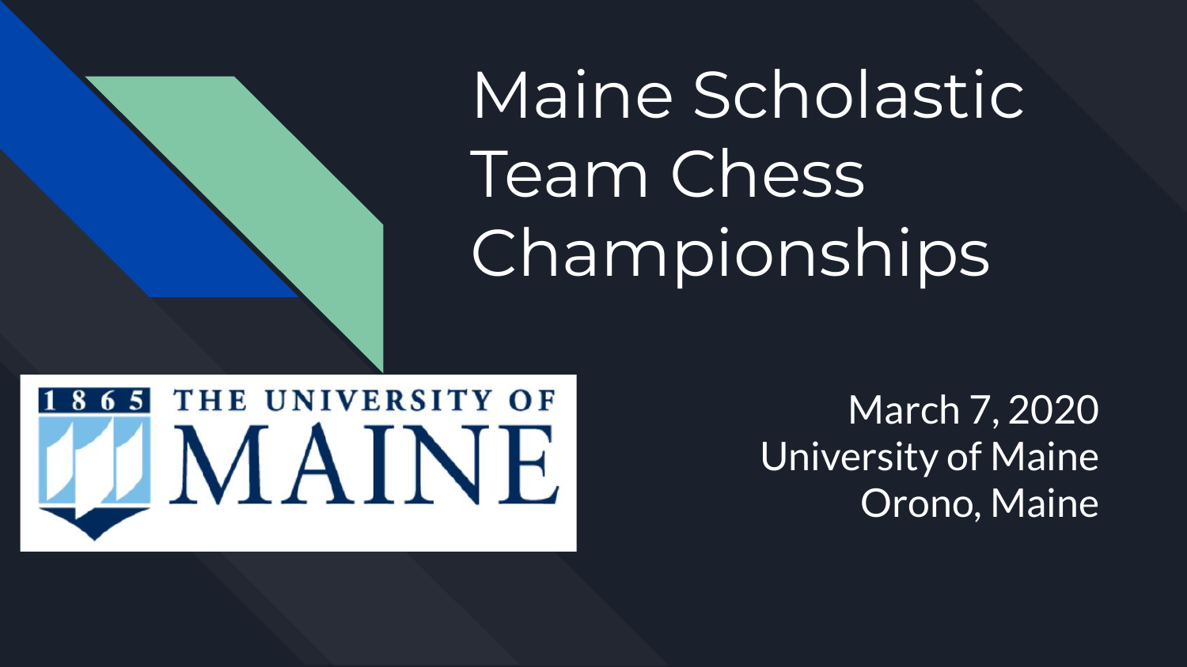# Maine Scholastic Team Chess Championships

1865 THE UNIVERSITY OF MAINE

March 7, 2020
University of Maine
Orono, Maine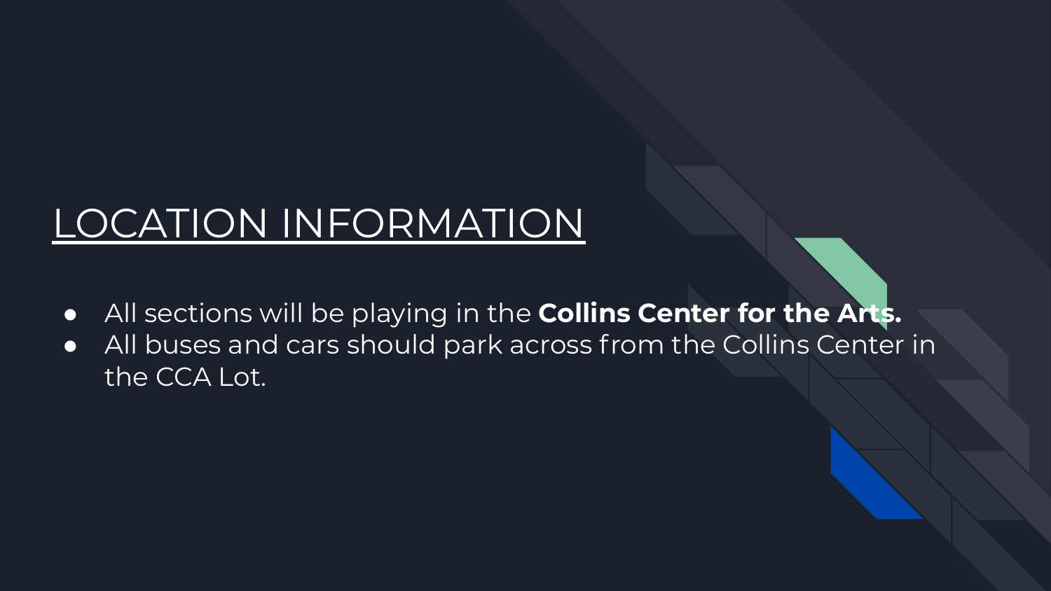# LOCATION INFORMATION

- All sections will be playing in the **Collins Center for the Arts.**
- All buses and cars should park across from the Collins Center in the CCA Lot.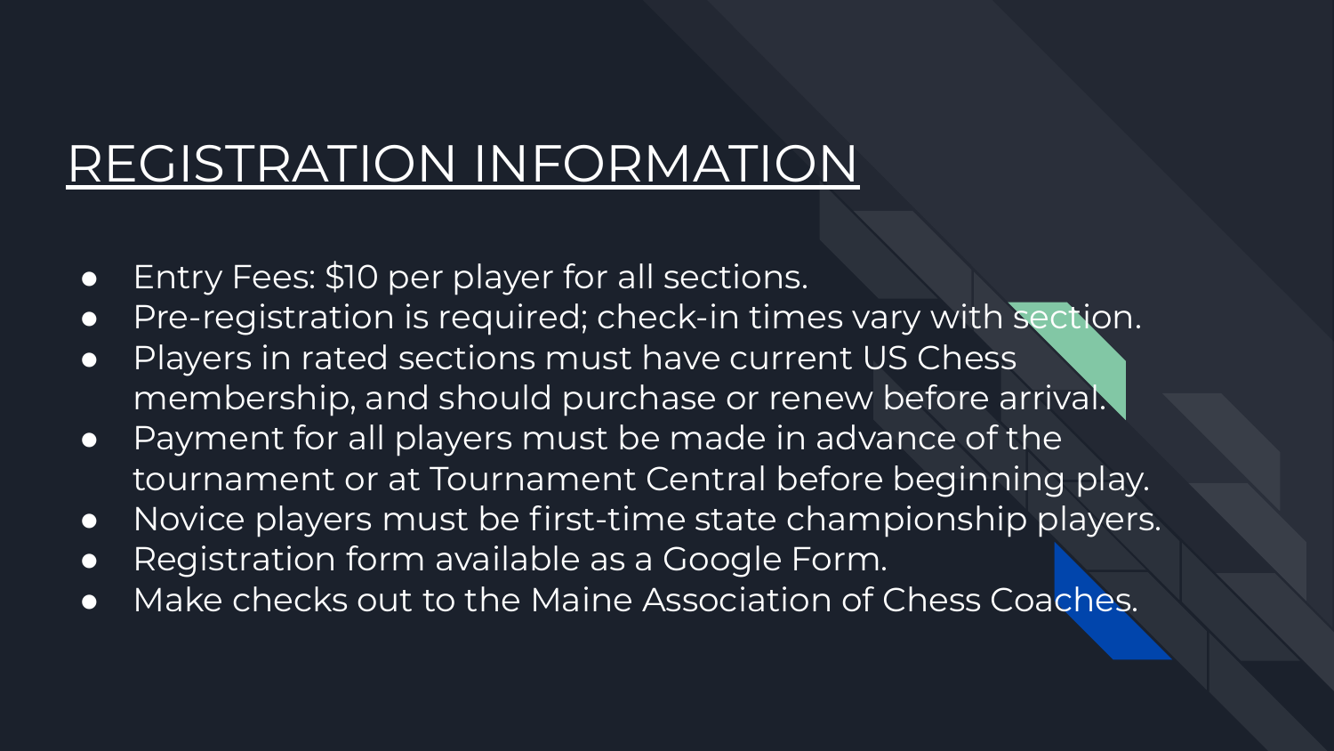# REGISTRATION INFORMATION

- Entry Fees: $10 per player for all sections.
- Pre-registration is required; check-in times vary with section.
- Players in rated sections must have current US Chess membership, and should purchase or renew before arrival.
- Payment for all players must be made in advance of the tournament or at Tournament Central before beginning play.
- Novice players must be first-time state championship players.
- Registration form available as a Google Form.
- Make checks out to the Maine Association of Chess Coaches.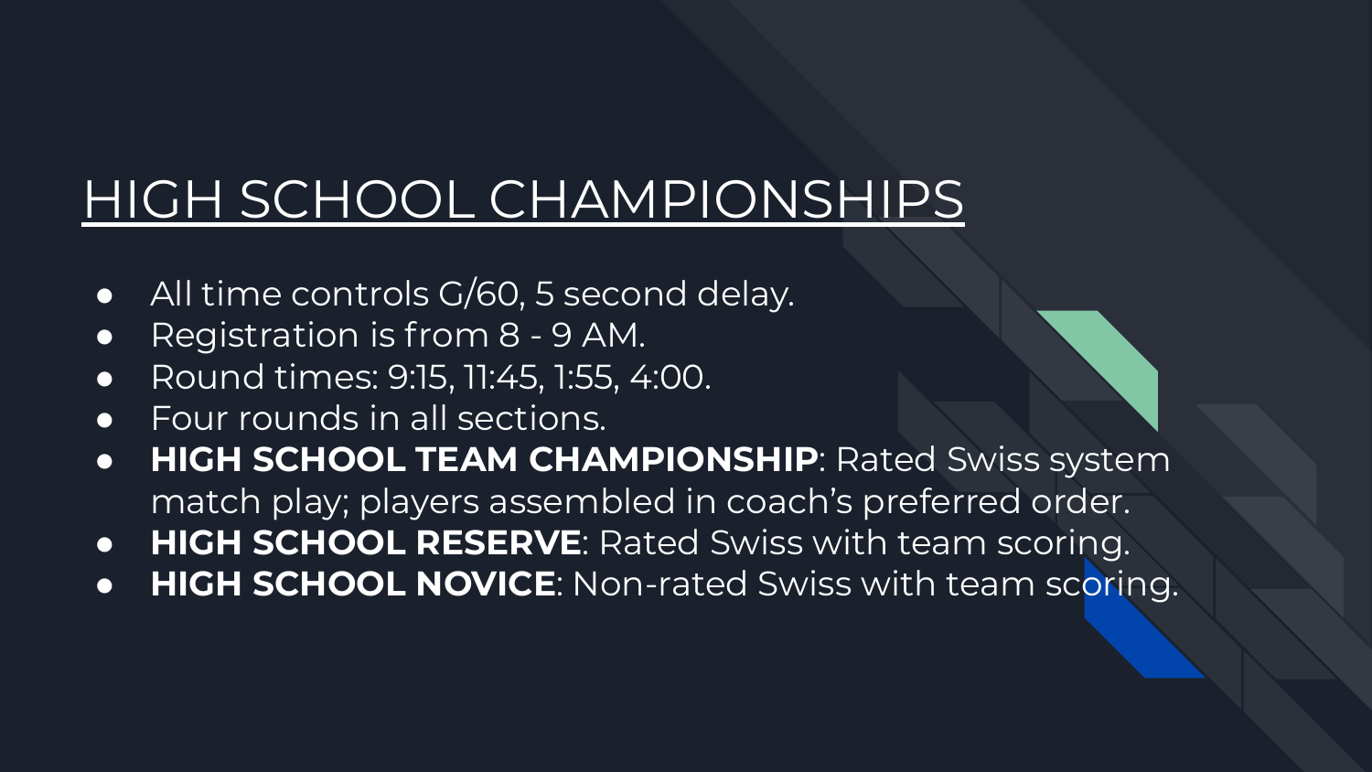# HIGH SCHOOL CHAMPIONSHIPS

- All time controls G/60, 5 second delay.
- Registration is from 8 - 9 AM.
- Round times: 9:15, 11:45, 1:55, 4:00.
- Four rounds in all sections.
- **HIGH SCHOOL TEAM CHAMPIONSHIP**: Rated Swiss system match play; players assembled in coach's preferred order.
- **HIGH SCHOOL RESERVE**: Rated Swiss with team scoring.
- **HIGH SCHOOL NOVICE**: Non-rated Swiss with team scoring.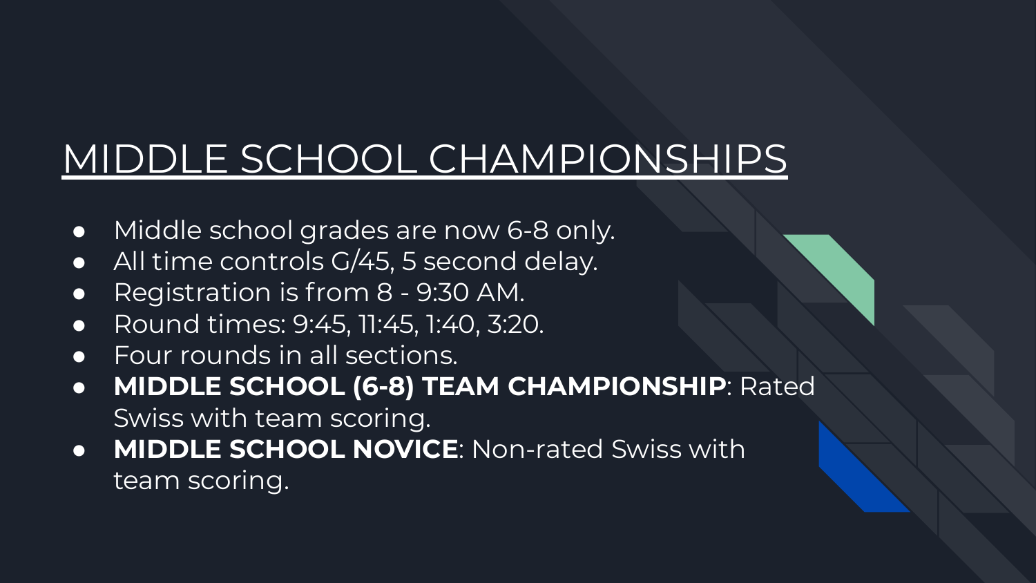# MIDDLE SCHOOL CHAMPIONSHIPS

- Middle school grades are now 6-8 only.
- All time controls G/45, 5 second delay.
- Registration is from 8 - 9:30 AM.
- Round times: 9:45, 11:45, 1:40, 3:20.
- Four rounds in all sections.
- **MIDDLE SCHOOL (6-8) TEAM CHAMPIONSHIP**: Rated Swiss with team scoring.
- **MIDDLE SCHOOL NOVICE**: Non-rated Swiss with team scoring.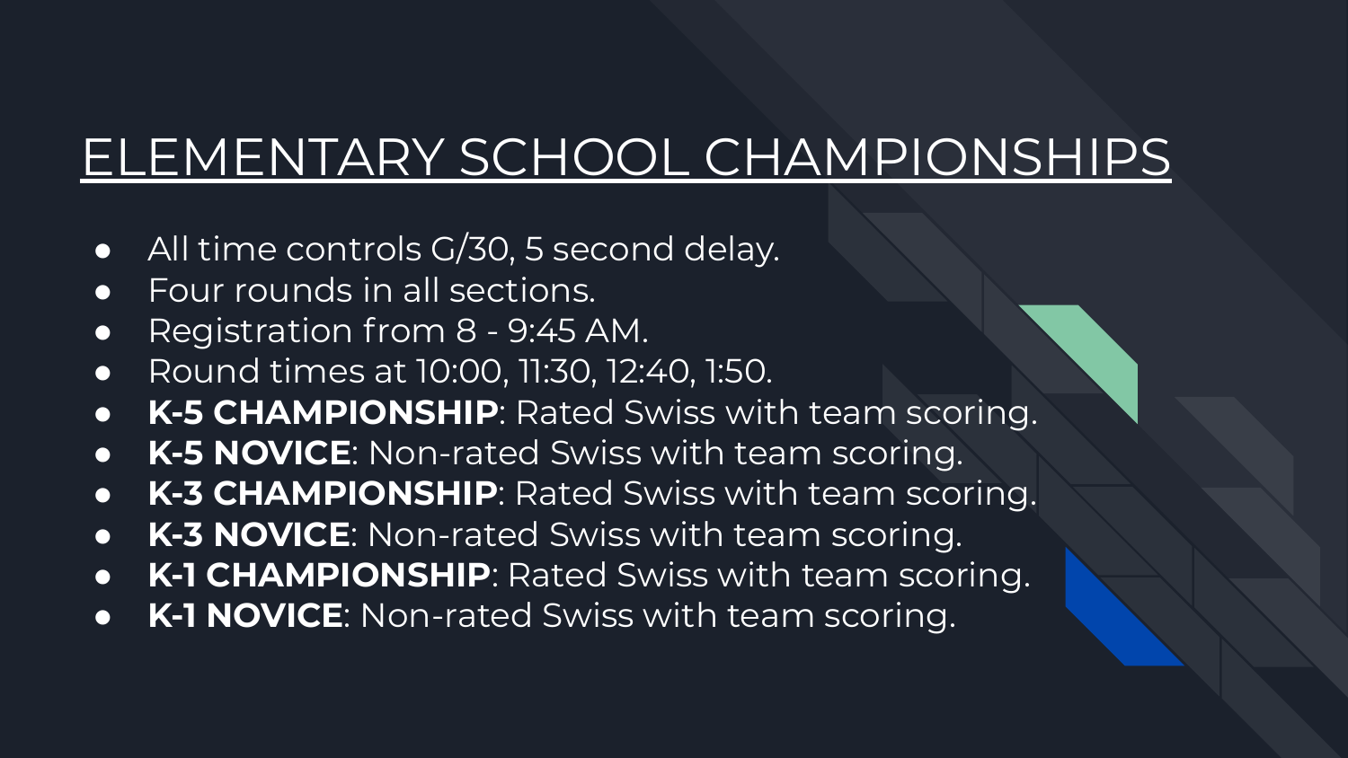# ELEMENTARY SCHOOL CHAMPIONSHIPS

- All time controls G/30, 5 second delay.
- Four rounds in all sections.
- Registration from 8 - 9:45 AM.
- Round times at 10:00, 11:30, 12:40, 1:50.
- **K-5 CHAMPIONSHIP**: Rated Swiss with team scoring.
- **K-5 NOVICE**: Non-rated Swiss with team scoring.
- **K-3 CHAMPIONSHIP**: Rated Swiss with team scoring.
- **K-3 NOVICE**: Non-rated Swiss with team scoring.
- **K-1 CHAMPIONSHIP**: Rated Swiss with team scoring.
- **K-1 NOVICE**: Non-rated Swiss with team scoring.